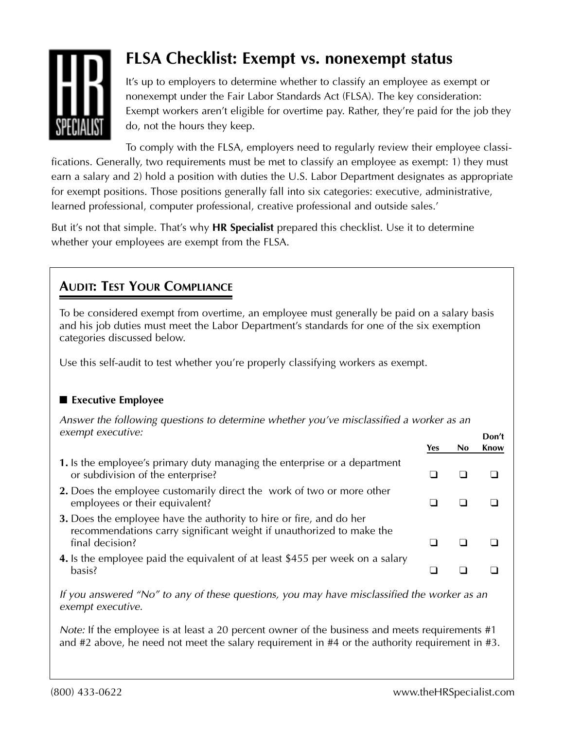# FLSA Checklist: Exempt vs. nonexempt status

It's up to employers to determine whether to classify an employee as exempt or nonexempt under the Fair Labor Standards Act (FLSA). The key consideration: Exempt workers aren't eligible for overtime pay. Rather, they're paid for the job they do, not the hours they keep.

To comply with the FLSA, employers need to regularly review their employee classifications. Generally, two requirements must be met to classify an employee as exempt: 1) they must earn a salary and 2) hold a position with duties the U.S. Labor Department designates as appropriate for exempt positions. Those positions generally fall into six categories: executive, administrative, learned professional, computer professional, creative professional and outside sales.'

But it's not that simple. That's why **HR Specialist** prepared this checklist. Use it to determine whether your employees are exempt from the FLSA.

## AUDIT: TEST YOUR COMPLIANCE

To be considered exempt from overtime, an employee must generally be paid on a salary basis and his job duties must meet the Labor Department's standards for one of the six exemption categories discussed below.

Use this self-audit to test whether you're properly classifying workers as exempt.

### ■ Executive Employee

*Answer the following questions to determine whether you've misclassified a worker as an exempt executive:*

| | Yes | No | Don't Know |
|---|---|---|---|
| **1.** Is the employee's primary duty managing the enterprise or a department or subdivision of the enterprise? | ❑ | ❑ | ❑ |
| **2.** Does the employee customarily direct the work of two or more other employees or their equivalent? | ❑ | ❑ | ❑ |
| **3.** Does the employee have the authority to hire or fire, and do her recommendations carry significant weight if unauthorized to make the final decision? | ❑ | ❑ | ❑ |
| **4.** Is the employee paid the equivalent of at least $455 per week on a salary basis? | ❑ | ❑ | ❑ |

*If you answered "No" to any of these questions, you may have misclassified the worker as an exempt executive.*

*Note:* If the employee is at least a 20 percent owner of the business and meets requirements #1 and #2 above, he need not meet the salary requirement in #4 or the authority requirement in #3.

(800) 433-0622 www.theHRSpecialist.com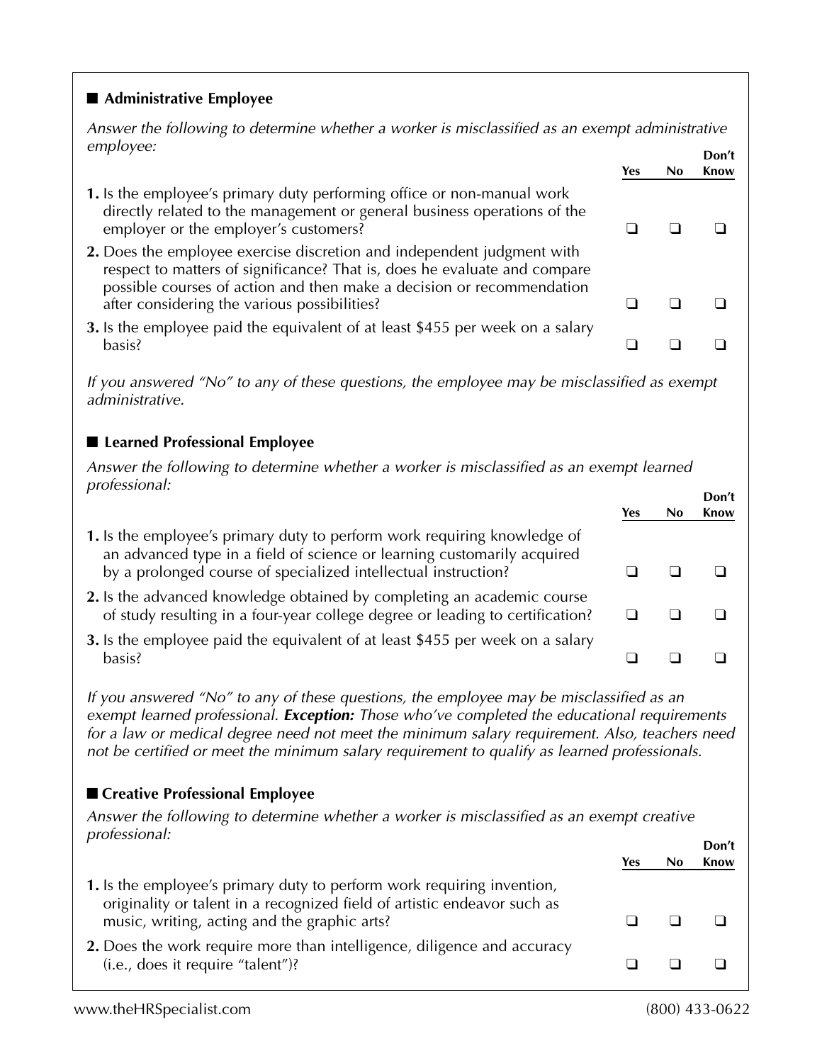## ■ Administrative Employee

*Answer the following to determine whether a worker is misclassified as an exempt administrative employee:*

| | Yes | No | Don't Know |
|---|---|---|---|
| **1.** Is the employee's primary duty performing office or non-manual work directly related to the management or general business operations of the employer or the employer's customers? | ❑ | ❑ | ❑ |
| **2.** Does the employee exercise discretion and independent judgment with respect to matters of significance? That is, does he evaluate and compare possible courses of action and then make a decision or recommendation after considering the various possibilities? | ❑ | ❑ | ❑ |
| **3.** Is the employee paid the equivalent of at least $455 per week on a salary basis? | ❑ | ❑ | ❑ |

*If you answered "No" to any of these questions, the employee may be misclassified as exempt administrative.*

## ■ Learned Professional Employee

*Answer the following to determine whether a worker is misclassified as an exempt learned professional:*

| | Yes | No | Don't Know |
|---|---|---|---|
| **1.** Is the employee's primary duty to perform work requiring knowledge of an advanced type in a field of science or learning customarily acquired by a prolonged course of specialized intellectual instruction? | ❑ | ❑ | ❑ |
| **2.** Is the advanced knowledge obtained by completing an academic course of study resulting in a four-year college degree or leading to certification? | ❑ | ❑ | ❑ |
| **3.** Is the employee paid the equivalent of at least $455 per week on a salary basis? | ❑ | ❑ | ❑ |

*If you answered "No" to any of these questions, the employee may be misclassified as an exempt learned professional.* ***Exception:*** *Those who've completed the educational requirements for a law or medical degree need not meet the minimum salary requirement. Also, teachers need not be certified or meet the minimum salary requirement to qualify as learned professionals.*

## ■ Creative Professional Employee

*Answer the following to determine whether a worker is misclassified as an exempt creative professional:*

| | Yes | No | Don't Know |
|---|---|---|---|
| **1.** Is the employee's primary duty to perform work requiring invention, originality or talent in a recognized field of artistic endeavor such as music, writing, acting and the graphic arts? | ❑ | ❑ | ❑ |
| **2.** Does the work require more than intelligence, diligence and accuracy (i.e., does it require "talent")? | ❑ | ❑ | ❑ |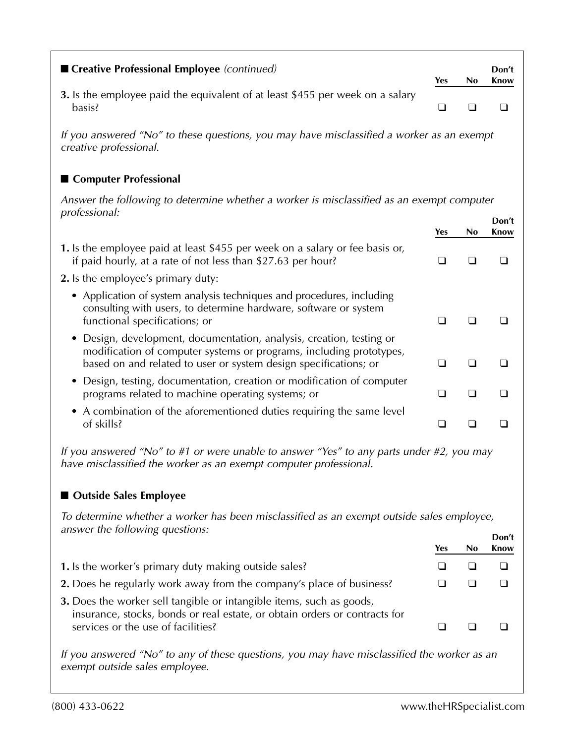## ■ Creative Professional Employee *(continued)*

| | Yes | No | Don't Know |
|---|---|---|---|
| **3.** Is the employee paid the equivalent of at least $455 per week on a salary basis? | ❑ | ❑ | ❑ |

*If you answered "No" to these questions, you may have misclassified a worker as an exempt creative professional.*

## ■ Computer Professional

*Answer the following to determine whether a worker is misclassified as an exempt computer professional:*

| | Yes | No | Don't Know |
|---|---|---|---|
| **1.** Is the employee paid at least $455 per week on a salary or fee basis or, if paid hourly, at a rate of not less than $27.63 per hour? | ❑ | ❑ | ❑ |
| **2.** Is the employee's primary duty: | | | |
| • Application of system analysis techniques and procedures, including consulting with users, to determine hardware, software or system functional specifications; or | ❑ | ❑ | ❑ |
| • Design, development, documentation, analysis, creation, testing or modification of computer systems or programs, including prototypes, based on and related to user or system design specifications; or | ❑ | ❑ | ❑ |
| • Design, testing, documentation, creation or modification of computer programs related to machine operating systems; or | ❑ | ❑ | ❑ |
| • A combination of the aforementioned duties requiring the same level of skills? | ❑ | ❑ | ❑ |

*If you answered "No" to #1 or were unable to answer "Yes" to any parts under #2, you may have misclassified the worker as an exempt computer professional.*

## ■ Outside Sales Employee

*To determine whether a worker has been misclassified as an exempt outside sales employee, answer the following questions:*

| | Yes | No | Don't Know |
|---|---|---|---|
| **1.** Is the worker's primary duty making outside sales? | ❑ | ❑ | ❑ |
| **2.** Does he regularly work away from the company's place of business? | ❑ | ❑ | ❑ |
| **3.** Does the worker sell tangible or intangible items, such as goods, insurance, stocks, bonds or real estate, or obtain orders or contracts for services or the use of facilities? | ❑ | ❑ | ❑ |

*If you answered "No" to any of these questions, you may have misclassified the worker as an exempt outside sales employee.*